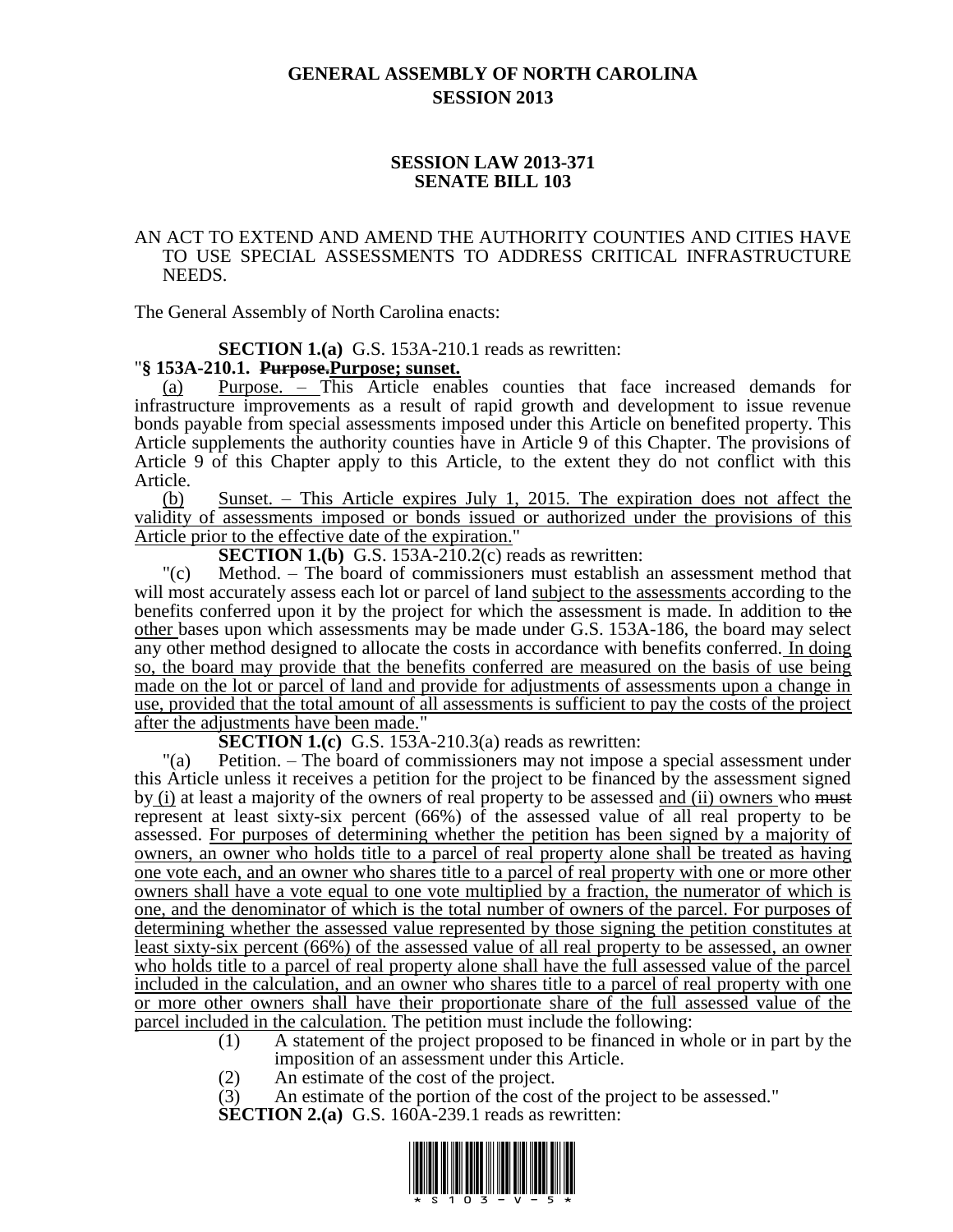# GENERAL ASSEMBLY OF NORTH CAROLINA
## SESSION 2013

### SESSION LAW 2013-371
### SENATE BILL 103

AN ACT TO EXTEND AND AMEND THE AUTHORITY COUNTIES AND CITIES HAVE TO USE SPECIAL ASSESSMENTS TO ADDRESS CRITICAL INFRASTRUCTURE NEEDS.

The General Assembly of North Carolina enacts:

**SECTION 1.(a)** G.S. 153A-210.1 reads as rewritten:

"**§ 153A-210.1. ~~Purpose.~~Purpose; sunset.**

(a) Purpose. – This Article enables counties that face increased demands for infrastructure improvements as a result of rapid growth and development to issue revenue bonds payable from special assessments imposed under this Article on benefited property. This Article supplements the authority counties have in Article 9 of this Chapter. The provisions of Article 9 of this Chapter apply to this Article, to the extent they do not conflict with this Article.

(b) Sunset. – This Article expires July 1, 2015. The expiration does not affect the validity of assessments imposed or bonds issued or authorized under the provisions of this Article prior to the effective date of the expiration."

**SECTION 1.(b)** G.S. 153A-210.2(c) reads as rewritten:

"(c) Method. – The board of commissioners must establish an assessment method that will most accurately assess each lot or parcel of land subject to the assessments according to the benefits conferred upon it by the project for which the assessment is made. In addition to ~~the~~ other bases upon which assessments may be made under G.S. 153A-186, the board may select any other method designed to allocate the costs in accordance with benefits conferred. In doing so, the board may provide that the benefits conferred are measured on the basis of use being made on the lot or parcel of land and provide for adjustments of assessments upon a change in use, provided that the total amount of all assessments is sufficient to pay the costs of the project after the adjustments have been made."

**SECTION 1.(c)** G.S. 153A-210.3(a) reads as rewritten:

"(a) Petition. – The board of commissioners may not impose a special assessment under this Article unless it receives a petition for the project to be financed by the assessment signed by (i) at least a majority of the owners of real property to be assessed and (ii) owners who ~~must~~ represent at least sixty-six percent (66%) of the assessed value of all real property to be assessed. For purposes of determining whether the petition has been signed by a majority of owners, an owner who holds title to a parcel of real property alone shall be treated as having one vote each, and an owner who shares title to a parcel of real property with one or more other owners shall have a vote equal to one vote multiplied by a fraction, the numerator of which is one, and the denominator of which is the total number of owners of the parcel. For purposes of determining whether the assessed value represented by those signing the petition constitutes at least sixty-six percent (66%) of the assessed value of all real property to be assessed, an owner who holds title to a parcel of real property alone shall have the full assessed value of the parcel included in the calculation, and an owner who shares title to a parcel of real property with one or more other owners shall have their proportionate share of the full assessed value of the parcel included in the calculation. The petition must include the following:

(1) A statement of the project proposed to be financed in whole or in part by the imposition of an assessment under this Article.
(2) An estimate of the cost of the project.
(3) An estimate of the portion of the cost of the project to be assessed."

**SECTION 2.(a)** G.S. 160A-239.1 reads as rewritten: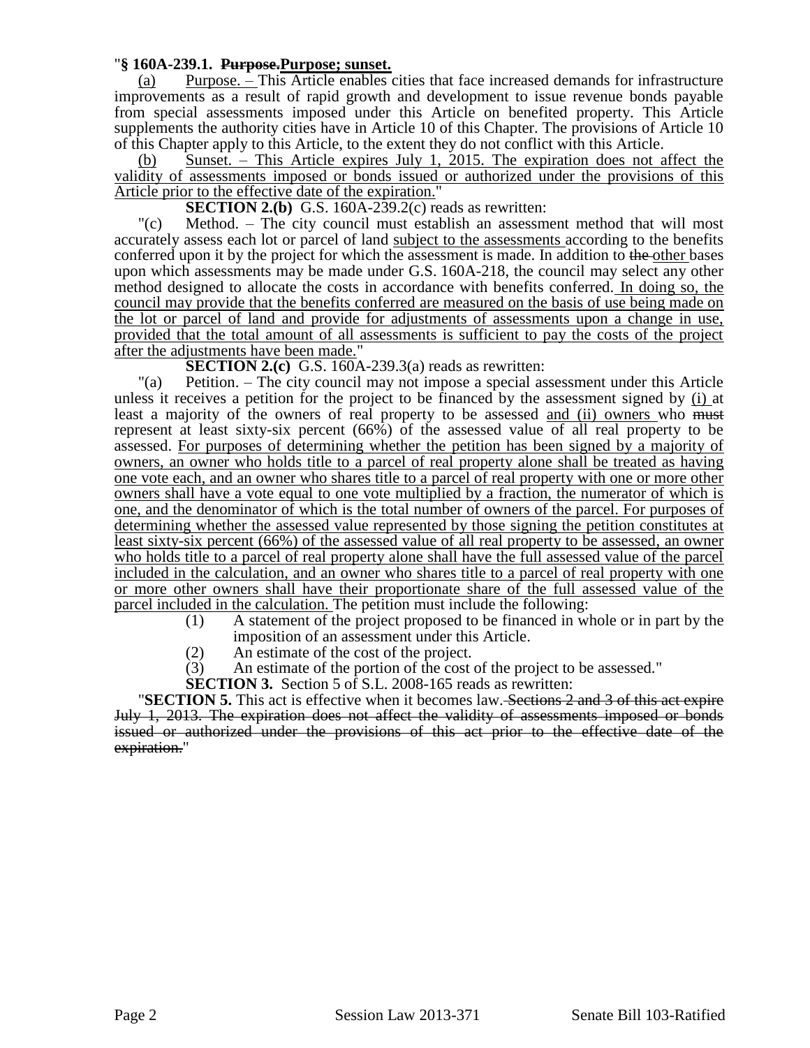"**§ 160A-239.1. ~~Purpose.~~Purpose; sunset.**

(a) Purpose. – This Article enables cities that face increased demands for infrastructure improvements as a result of rapid growth and development to issue revenue bonds payable from special assessments imposed under this Article on benefited property. This Article supplements the authority cities have in Article 10 of this Chapter. The provisions of Article 10 of this Chapter apply to this Article, to the extent they do not conflict with this Article.

(b) Sunset. – This Article expires July 1, 2015. The expiration does not affect the validity of assessments imposed or bonds issued or authorized under the provisions of this Article prior to the effective date of the expiration."

**SECTION 2.(b)** G.S. 160A-239.2(c) reads as rewritten:

"(c) Method. – The city council must establish an assessment method that will most accurately assess each lot or parcel of land subject to the assessments according to the benefits conferred upon it by the project for which the assessment is made. In addition to ~~the~~ other bases upon which assessments may be made under G.S. 160A-218, the council may select any other method designed to allocate the costs in accordance with benefits conferred. In doing so, the council may provide that the benefits conferred are measured on the basis of use being made on the lot or parcel of land and provide for adjustments of assessments upon a change in use, provided that the total amount of all assessments is sufficient to pay the costs of the project after the adjustments have been made."

**SECTION 2.(c)** G.S. 160A-239.3(a) reads as rewritten:

"(a) Petition. – The city council may not impose a special assessment under this Article unless it receives a petition for the project to be financed by the assessment signed by (i) at least a majority of the owners of real property to be assessed and (ii) owners who ~~must~~ represent at least sixty-six percent (66%) of the assessed value of all real property to be assessed. For purposes of determining whether the petition has been signed by a majority of owners, an owner who holds title to a parcel of real property alone shall be treated as having one vote each, and an owner who shares title to a parcel of real property with one or more other owners shall have a vote equal to one vote multiplied by a fraction, the numerator of which is one, and the denominator of which is the total number of owners of the parcel. For purposes of determining whether the assessed value represented by those signing the petition constitutes at least sixty-six percent (66%) of the assessed value of all real property to be assessed, an owner who holds title to a parcel of real property alone shall have the full assessed value of the parcel included in the calculation, and an owner who shares title to a parcel of real property with one or more other owners shall have their proportionate share of the full assessed value of the parcel included in the calculation. The petition must include the following:

(1) A statement of the project proposed to be financed in whole or in part by the imposition of an assessment under this Article.
(2) An estimate of the cost of the project.
(3) An estimate of the portion of the cost of the project to be assessed."

**SECTION 3.** Section 5 of S.L. 2008-165 reads as rewritten:

"**SECTION 5.** This act is effective when it becomes law. ~~Sections 2 and 3 of this act expire July 1, 2013. The expiration does not affect the validity of assessments imposed or bonds issued or authorized under the provisions of this act prior to the effective date of the expiration.~~"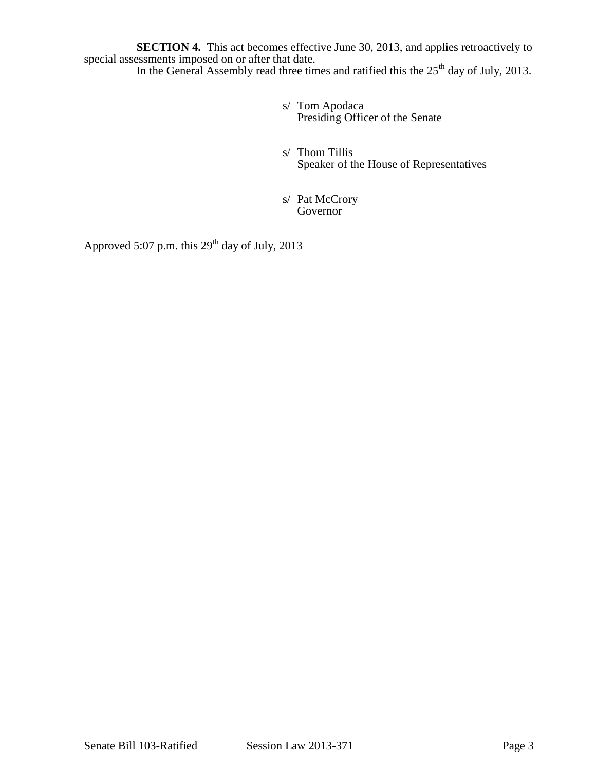**SECTION 4.** This act becomes effective June 30, 2013, and applies retroactively to special assessments imposed on or after that date.

In the General Assembly read three times and ratified this the 25th day of July, 2013.

s/ Tom Apodaca
Presiding Officer of the Senate

s/ Thom Tillis
Speaker of the House of Representatives

s/ Pat McCrory
Governor

Approved 5:07 p.m. this 29th day of July, 2013